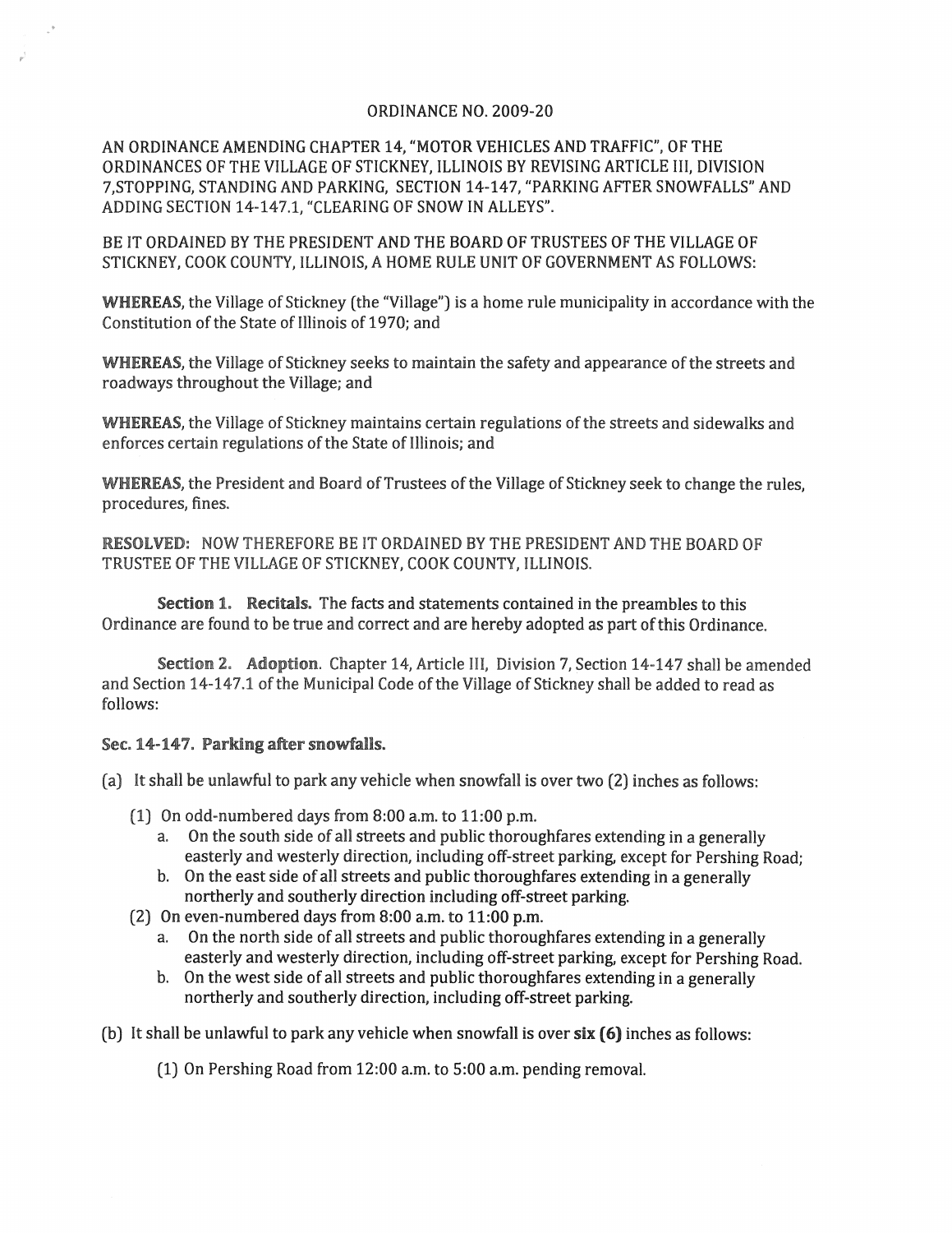ORDINANCE NO. 2009-20

AN ORDINANCE AMENDING CHAPTER 14, "MOTOR VEHICLES AND TRAFFIC", OF THE ORDINANCES OF THE VILLAGE OF STICKNEY, ILLINOIS BY REVISING ARTICLE III, DIVISION 7,STOPPING, STANDING AND PARKING, SECTION 14-147, "PARKING AFTER SNOWFALLS" AND ADDING SECTION 14-147.1, "CLEARING OF SNOW IN ALLEYS".

BE IT ORDAINED BY THE PRESIDENT AND THE BOARD OF TRUSTEES OF THE VILLAGE OF STICKNEY, COOK COUNTY, ILLINOIS, A HOME RULE UNIT OF GOVERNMENT AS FOLLOWS:

**WHEREAS**, the Village of Stickney (the "Village") is a home rule municipality in accordance with the Constitution of the State of Illinois of 1970; and

**WHEREAS**, the Village of Stickney seeks to maintain the safety and appearance of the streets and roadways throughout the Village; and

**WHEREAS**, the Village of Stickney maintains certain regulations of the streets and sidewalks and enforces certain regulations of the State of Illinois; and

**WHEREAS**, the President and Board of Trustees of the Village of Stickney seek to change the rules, procedures, fines.

**RESOLVED:** NOW THEREFORE BE IT ORDAINED BY THE PRESIDENT AND THE BOARD OF TRUSTEE OF THE VILLAGE OF STICKNEY, COOK COUNTY, ILLINOIS.

**Section 1. Recitals.** The facts and statements contained in the preambles to this Ordinance are found to be true and correct and are hereby adopted as part of this Ordinance.

**Section 2. Adoption.** Chapter 14, Article III, Division 7, Section 14-147 shall be amended and Section 14-147.1 of the Municipal Code of the Village of Stickney shall be added to read as follows:

**Sec. 14-147. Parking after snowfalls.**

(a) It shall be unlawful to park any vehicle when snowfall is over two (2) inches as follows:

- (1) On odd-numbered days from 8:00 a.m. to 11:00 p.m.
  - a. On the south side of all streets and public thoroughfares extending in a generally easterly and westerly direction, including off-street parking, except for Pershing Road;
  - b. On the east side of all streets and public thoroughfares extending in a generally northerly and southerly direction including off-street parking.
- (2) On even-numbered days from 8:00 a.m. to 11:00 p.m.
  - a. On the north side of all streets and public thoroughfares extending in a generally easterly and westerly direction, including off-street parking, except for Pershing Road.
  - b. On the west side of all streets and public thoroughfares extending in a generally northerly and southerly direction, including off-street parking.

(b) It shall be unlawful to park any vehicle when snowfall is over **six (6)** inches as follows:

- (1) On Pershing Road from 12:00 a.m. to 5:00 a.m. pending removal.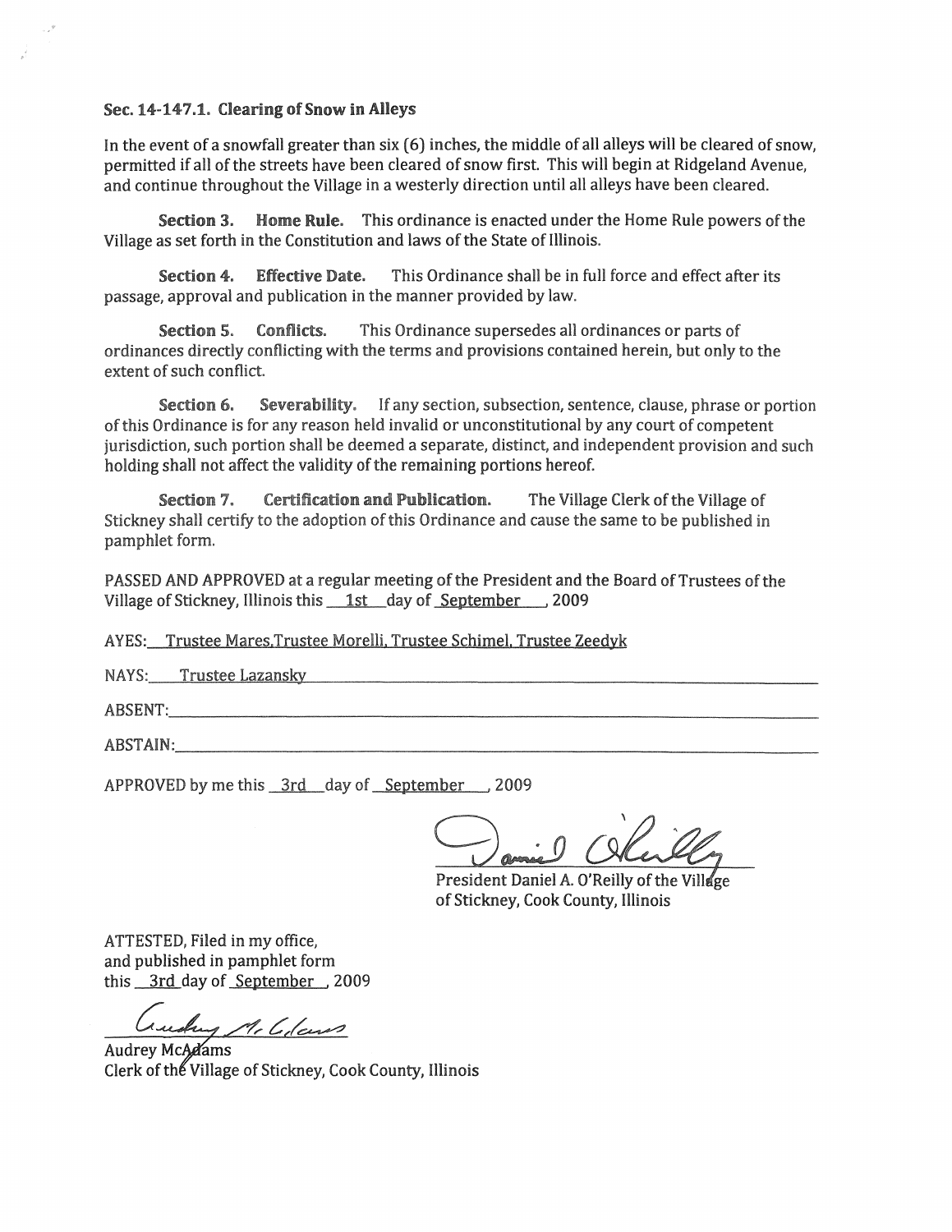**Sec. 14-147.1. Clearing of Snow in Alleys**

In the event of a snowfall greater than six (6) inches, the middle of all alleys will be cleared of snow, permitted if all of the streets have been cleared of snow first. This will begin at Ridgeland Avenue, and continue throughout the Village in a westerly direction until all alleys have been cleared.

**Section 3. Home Rule.** This ordinance is enacted under the Home Rule powers of the Village as set forth in the Constitution and laws of the State of Illinois.

**Section 4. Effective Date.** This Ordinance shall be in full force and effect after its passage, approval and publication in the manner provided by law.

**Section 5. Conflicts.** This Ordinance supersedes all ordinances or parts of ordinances directly conflicting with the terms and provisions contained herein, but only to the extent of such conflict.

**Section 6. Severability.** If any section, subsection, sentence, clause, phrase or portion of this Ordinance is for any reason held invalid or unconstitutional by any court of competent jurisdiction, such portion shall be deemed a separate, distinct, and independent provision and such holding shall not affect the validity of the remaining portions hereof.

**Section 7. Certification and Publication.** The Village Clerk of the Village of Stickney shall certify to the adoption of this Ordinance and cause the same to be published in pamphlet form.

PASSED AND APPROVED at a regular meeting of the President and the Board of Trustees of the Village of Stickney, Illinois this 1st day of September, 2009

AYES: Trustee Mares, Trustee Morelli, Trustee Schimel, Trustee Zeedyk

NAYS: Trustee Lazansky

ABSENT: ____________________

ABSTAIN: ____________________

APPROVED by me this 3rd day of September, 2009

Daniel O'Reilly

President Daniel A. O'Reilly of the Village of Stickney, Cook County, Illinois

ATTESTED, Filed in my office, and published in pamphlet form this 3rd day of September, 2009

Audrey McAdams

Audrey McAdams
Clerk of the Village of Stickney, Cook County, Illinois